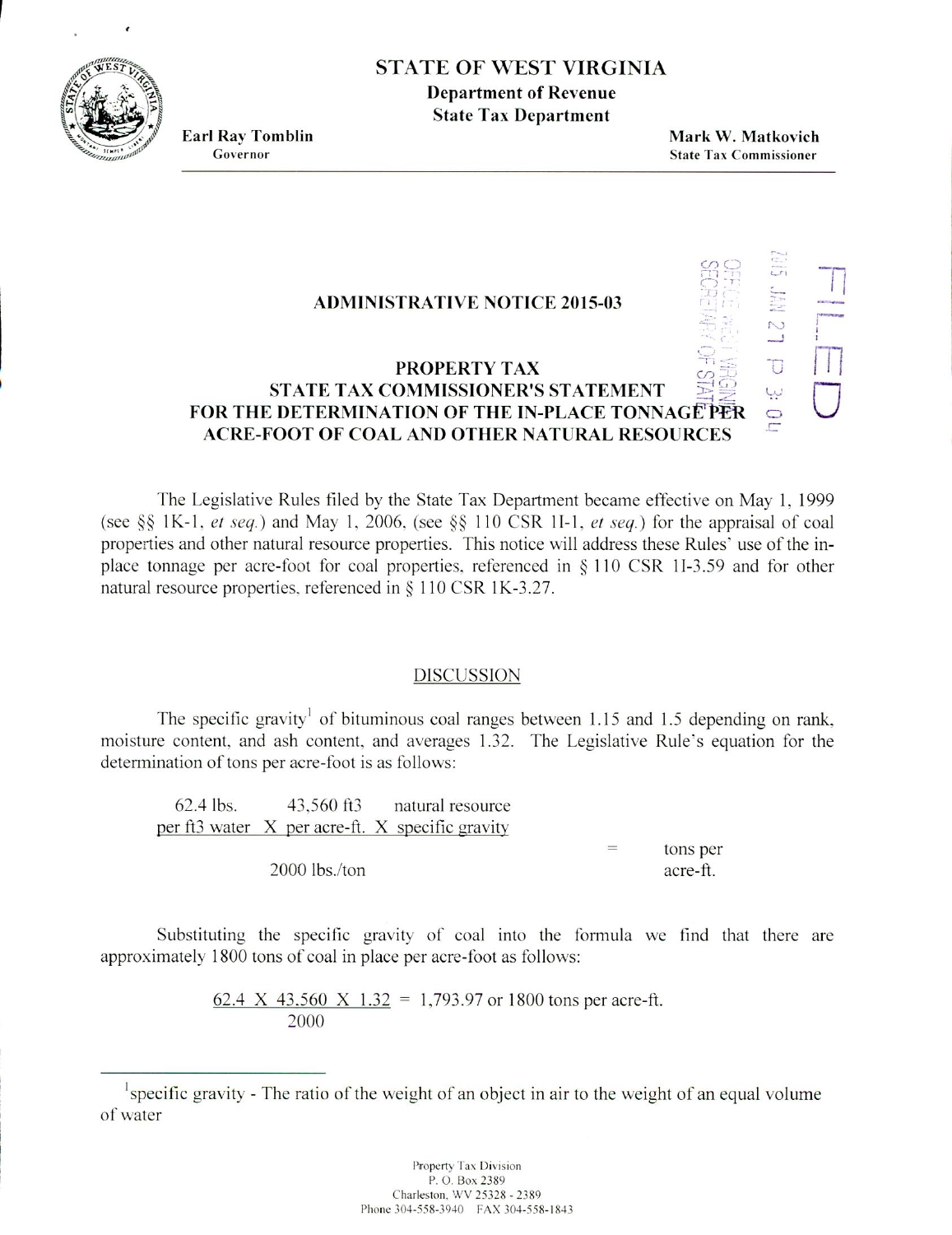# STATE OF WEST VIRGINIA

**Department of Revenue**
**State Tax Department**

**Earl Ray Tomblin**
Governor

**Mark W. Matkovich**
State Tax Commissioner

FILED
2015 JAN 21 P 3: 04
OFFICE WEST VIRGINIA SECRETARY OF STATE

## ADMINISTRATIVE NOTICE 2015-03

## PROPERTY TAX
## STATE TAX COMMISSIONER'S STATEMENT FOR THE DETERMINATION OF THE IN-PLACE TONNAGE PER ACRE-FOOT OF COAL AND OTHER NATURAL RESOURCES

The Legislative Rules filed by the State Tax Department became effective on May 1, 1999 (see §§ 1K-1, *et seq.*) and May 1, 2006, (see §§ 110 CSR 1I-1, *et seq.*) for the appraisal of coal properties and other natural resource properties. This notice will address these Rules' use of the in-place tonnage per acre-foot for coal properties, referenced in § 110 CSR 1I-3.59 and for other natural resource properties, referenced in § 110 CSR 1K-3.27.

### DISCUSSION

The specific gravity[1] of bituminous coal ranges between 1.15 and 1.5 depending on rank, moisture content, and ash content, and averages 1.32. The Legislative Rule's equation for the determination of tons per acre-foot is as follows:

$$\frac{\text{62.4 lbs. per ft3 water} \times \text{43,560 ft3 per acre-ft.} \times \text{natural resource specific gravity}}{\text{2000 lbs./ton}} = \text{tons per acre-ft.}$$

Substituting the specific gravity of coal into the formula we find that there are approximately 1800 tons of coal in place per acre-foot as follows:

$$\frac{62.4 \times 43{,}560 \times 1.32}{2000} = 1{,}793.97 \text{ or } 1800 \text{ tons per acre-ft.}$$

[1] specific gravity - The ratio of the weight of an object in air to the weight of an equal volume of water

Property Tax Division
P. O. Box 2389
Charleston, WV 25328 - 2389
Phone 304-558-3940 FAX 304-558-1843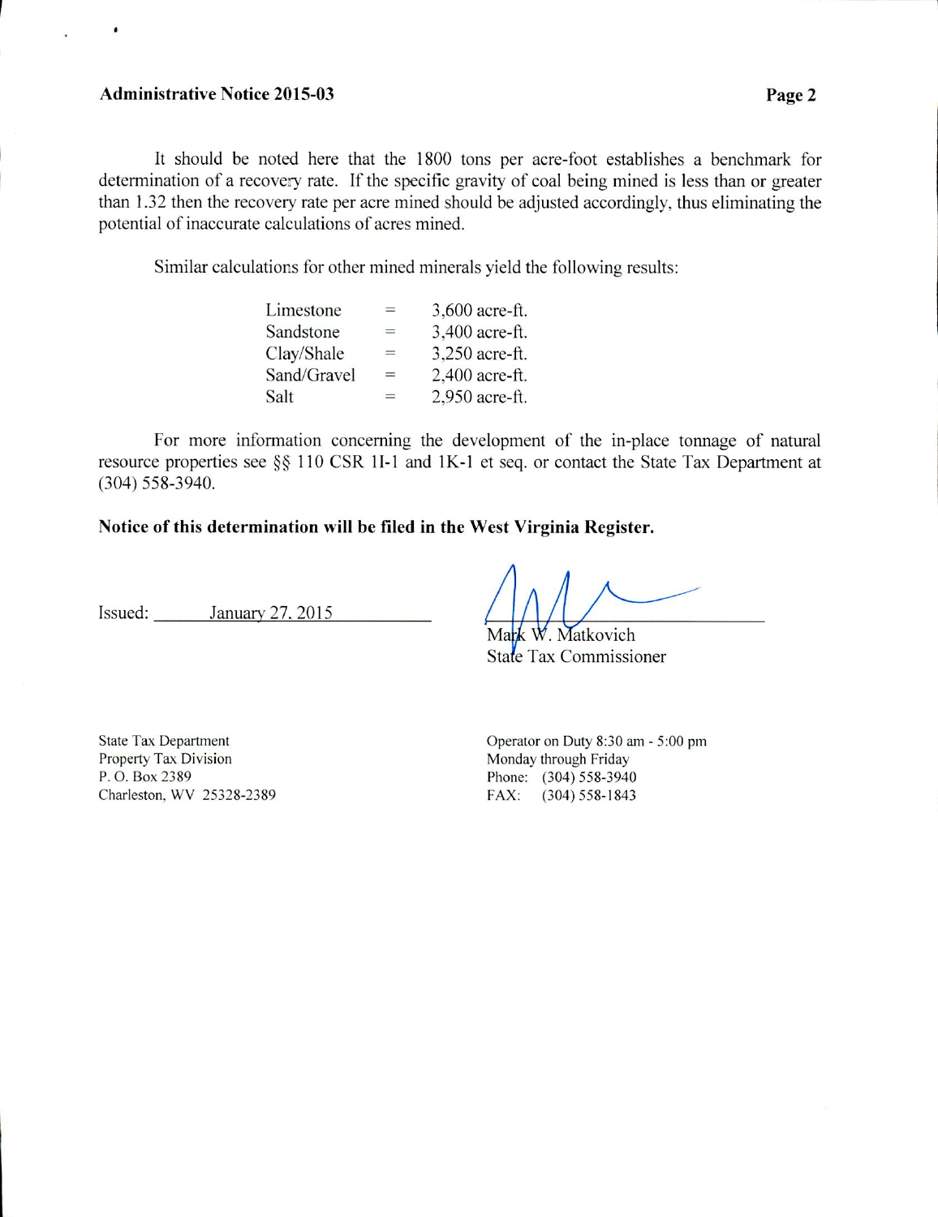It should be noted here that the 1800 tons per acre-foot establishes a benchmark for determination of a recovery rate. If the specific gravity of coal being mined is less than or greater than 1.32 then the recovery rate per acre mined should be adjusted accordingly, thus eliminating the potential of inaccurate calculations of acres mined.

Similar calculations for other mined minerals yield the following results:

| | | |
|---|---|---|
| Limestone | = | 3,600 acre-ft. |
| Sandstone | = | 3,400 acre-ft. |
| Clay/Shale | = | 3,250 acre-ft. |
| Sand/Gravel | = | 2,400 acre-ft. |
| Salt | = | 2,950 acre-ft. |

For more information concerning the development of the in-place tonnage of natural resource properties see §§ 110 CSR 1I-1 and 1K-1 et seq. or contact the State Tax Department at (304) 558-3940.

**Notice of this determination will be filed in the West Virginia Register.**

Issued: January 27, 2015

Mark W. Matkovich
State Tax Commissioner

State Tax Department
Property Tax Division
P. O. Box 2389
Charleston, WV 25328-2389

Operator on Duty 8:30 am - 5:00 pm
Monday through Friday
Phone: (304) 558-3940
FAX: (304) 558-1843